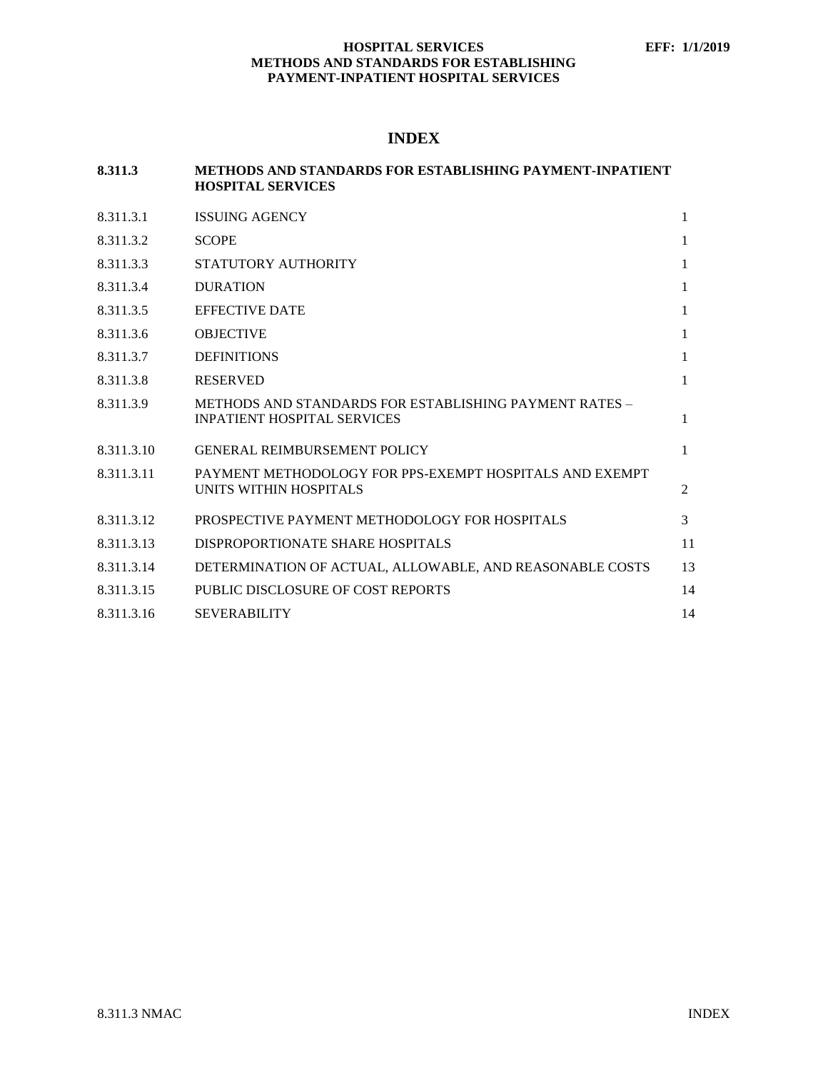# INDEX

## 8.311.3 METHODS AND STANDARDS FOR ESTABLISHING PAYMENT-INPATIENT HOSPITAL SERVICES

| | | |
|---|---|---|
| 8.311.3.1 | ISSUING AGENCY | 1 |
| 8.311.3.2 | SCOPE | 1 |
| 8.311.3.3 | STATUTORY AUTHORITY | 1 |
| 8.311.3.4 | DURATION | 1 |
| 8.311.3.5 | EFFECTIVE DATE | 1 |
| 8.311.3.6 | OBJECTIVE | 1 |
| 8.311.3.7 | DEFINITIONS | 1 |
| 8.311.3.8 | RESERVED | 1 |
| 8.311.3.9 | METHODS AND STANDARDS FOR ESTABLISHING PAYMENT RATES – INPATIENT HOSPITAL SERVICES | 1 |
| 8.311.3.10 | GENERAL REIMBURSEMENT POLICY | 1 |
| 8.311.3.11 | PAYMENT METHODOLOGY FOR PPS-EXEMPT HOSPITALS AND EXEMPT UNITS WITHIN HOSPITALS | 2 |
| 8.311.3.12 | PROSPECTIVE PAYMENT METHODOLOGY FOR HOSPITALS | 3 |
| 8.311.3.13 | DISPROPORTIONATE SHARE HOSPITALS | 11 |
| 8.311.3.14 | DETERMINATION OF ACTUAL, ALLOWABLE, AND REASONABLE COSTS | 13 |
| 8.311.3.15 | PUBLIC DISCLOSURE OF COST REPORTS | 14 |
| 8.311.3.16 | SEVERABILITY | 14 |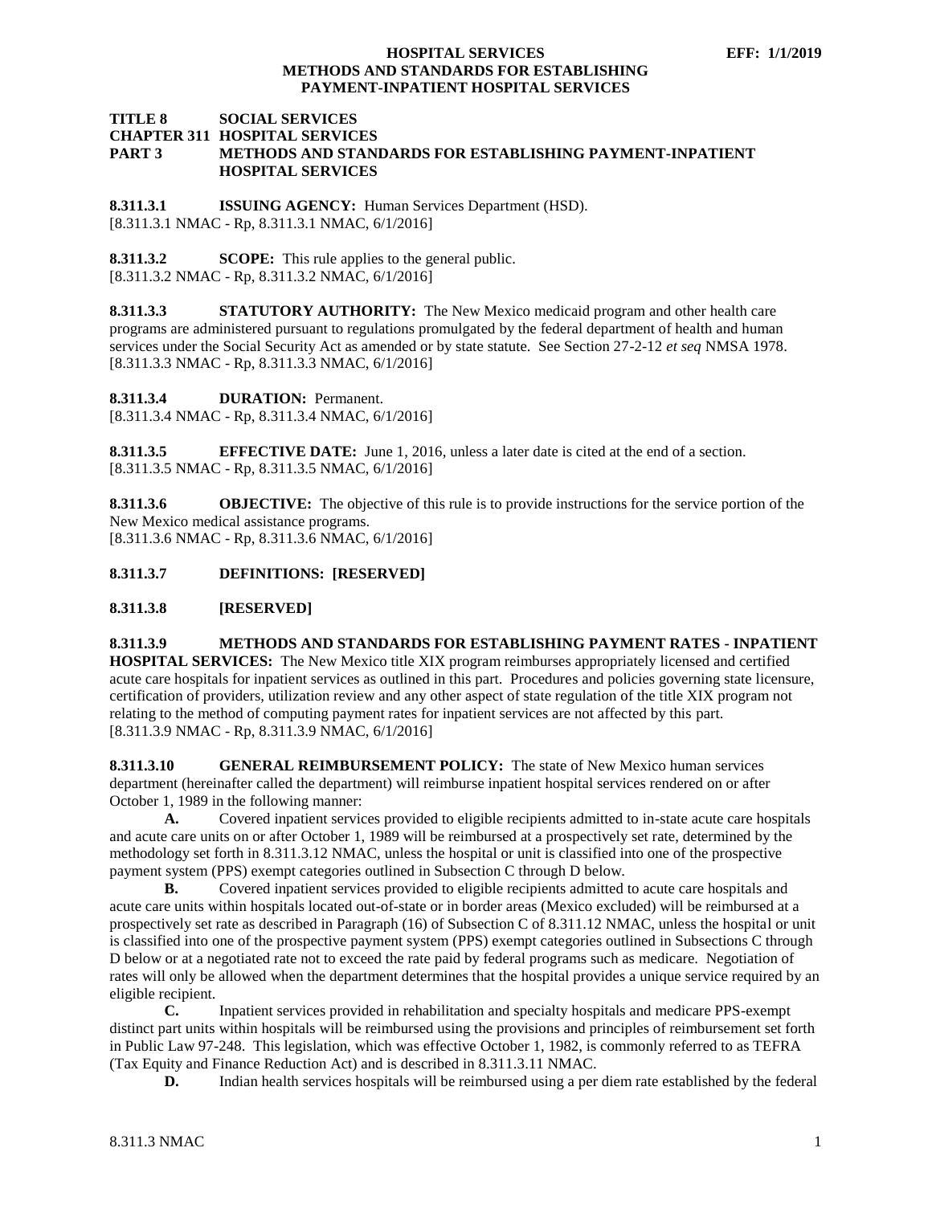**TITLE 8 SOCIAL SERVICES**
**CHAPTER 311 HOSPITAL SERVICES**
**PART 3 METHODS AND STANDARDS FOR ESTABLISHING PAYMENT-INPATIENT HOSPITAL SERVICES**

**8.311.3.1 ISSUING AGENCY:** Human Services Department (HSD).
[8.311.3.1 NMAC - Rp, 8.311.3.1 NMAC, 6/1/2016]

**8.311.3.2 SCOPE:** This rule applies to the general public.
[8.311.3.2 NMAC - Rp, 8.311.3.2 NMAC, 6/1/2016]

**8.311.3.3 STATUTORY AUTHORITY:** The New Mexico medicaid program and other health care programs are administered pursuant to regulations promulgated by the federal department of health and human services under the Social Security Act as amended or by state statute. See Section 27-2-12 *et seq* NMSA 1978.
[8.311.3.3 NMAC - Rp, 8.311.3.3 NMAC, 6/1/2016]

**8.311.3.4 DURATION:** Permanent.
[8.311.3.4 NMAC - Rp, 8.311.3.4 NMAC, 6/1/2016]

**8.311.3.5 EFFECTIVE DATE:** June 1, 2016, unless a later date is cited at the end of a section.
[8.311.3.5 NMAC - Rp, 8.311.3.5 NMAC, 6/1/2016]

**8.311.3.6 OBJECTIVE:** The objective of this rule is to provide instructions for the service portion of the New Mexico medical assistance programs.
[8.311.3.6 NMAC - Rp, 8.311.3.6 NMAC, 6/1/2016]

**8.311.3.7 DEFINITIONS: [RESERVED]**

**8.311.3.8 [RESERVED]**

**8.311.3.9 METHODS AND STANDARDS FOR ESTABLISHING PAYMENT RATES - INPATIENT HOSPITAL SERVICES:** The New Mexico title XIX program reimburses appropriately licensed and certified acute care hospitals for inpatient services as outlined in this part. Procedures and policies governing state licensure, certification of providers, utilization review and any other aspect of state regulation of the title XIX program not relating to the method of computing payment rates for inpatient services are not affected by this part.
[8.311.3.9 NMAC - Rp, 8.311.3.9 NMAC, 6/1/2016]

**8.311.3.10 GENERAL REIMBURSEMENT POLICY:** The state of New Mexico human services department (hereinafter called the department) will reimburse inpatient hospital services rendered on or after October 1, 1989 in the following manner:

**A.** Covered inpatient services provided to eligible recipients admitted to in-state acute care hospitals and acute care units on or after October 1, 1989 will be reimbursed at a prospectively set rate, determined by the methodology set forth in 8.311.3.12 NMAC, unless the hospital or unit is classified into one of the prospective payment system (PPS) exempt categories outlined in Subsection C through D below.

**B.** Covered inpatient services provided to eligible recipients admitted to acute care hospitals and acute care units within hospitals located out-of-state or in border areas (Mexico excluded) will be reimbursed at a prospectively set rate as described in Paragraph (16) of Subsection C of 8.311.12 NMAC, unless the hospital or unit is classified into one of the prospective payment system (PPS) exempt categories outlined in Subsections C through D below or at a negotiated rate not to exceed the rate paid by federal programs such as medicare. Negotiation of rates will only be allowed when the department determines that the hospital provides a unique service required by an eligible recipient.

**C.** Inpatient services provided in rehabilitation and specialty hospitals and medicare PPS-exempt distinct part units within hospitals will be reimbursed using the provisions and principles of reimbursement set forth in Public Law 97-248. This legislation, which was effective October 1, 1982, is commonly referred to as TEFRA (Tax Equity and Finance Reduction Act) and is described in 8.311.3.11 NMAC.

**D.** Indian health services hospitals will be reimbursed using a per diem rate established by the federal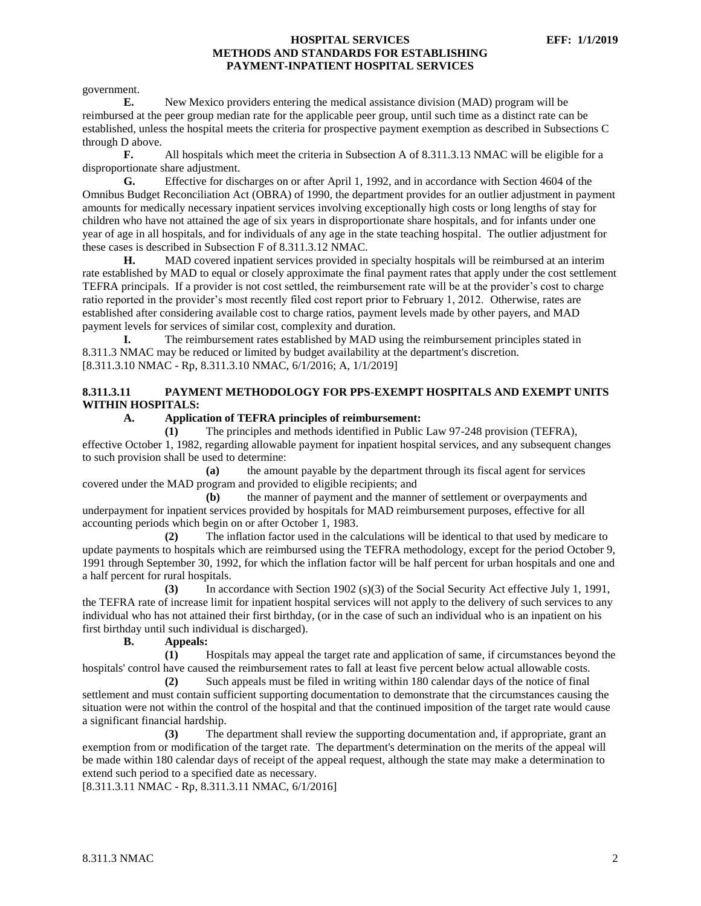government.

**E.** New Mexico providers entering the medical assistance division (MAD) program will be reimbursed at the peer group median rate for the applicable peer group, until such time as a distinct rate can be established, unless the hospital meets the criteria for prospective payment exemption as described in Subsections C through D above.

**F.** All hospitals which meet the criteria in Subsection A of 8.311.3.13 NMAC will be eligible for a disproportionate share adjustment.

**G.** Effective for discharges on or after April 1, 1992, and in accordance with Section 4604 of the Omnibus Budget Reconciliation Act (OBRA) of 1990, the department provides for an outlier adjustment in payment amounts for medically necessary inpatient services involving exceptionally high costs or long lengths of stay for children who have not attained the age of six years in disproportionate share hospitals, and for infants under one year of age in all hospitals, and for individuals of any age in the state teaching hospital. The outlier adjustment for these cases is described in Subsection F of 8.311.3.12 NMAC.

**H.** MAD covered inpatient services provided in specialty hospitals will be reimbursed at an interim rate established by MAD to equal or closely approximate the final payment rates that apply under the cost settlement TEFRA principals. If a provider is not cost settled, the reimbursement rate will be at the provider's cost to charge ratio reported in the provider's most recently filed cost report prior to February 1, 2012. Otherwise, rates are established after considering available cost to charge ratios, payment levels made by other payers, and MAD payment levels for services of similar cost, complexity and duration.

**I.** The reimbursement rates established by MAD using the reimbursement principles stated in 8.311.3 NMAC may be reduced or limited by budget availability at the department's discretion.

[8.311.3.10 NMAC - Rp, 8.311.3.10 NMAC, 6/1/2016; A, 1/1/2019]

**8.311.3.11 PAYMENT METHODOLOGY FOR PPS-EXEMPT HOSPITALS AND EXEMPT UNITS WITHIN HOSPITALS:**

**A. Application of TEFRA principles of reimbursement:**

**(1)** The principles and methods identified in Public Law 97-248 provision (TEFRA), effective October 1, 1982, regarding allowable payment for inpatient hospital services, and any subsequent changes to such provision shall be used to determine:

**(a)** the amount payable by the department through its fiscal agent for services covered under the MAD program and provided to eligible recipients; and

**(b)** the manner of payment and the manner of settlement or overpayments and underpayment for inpatient services provided by hospitals for MAD reimbursement purposes, effective for all accounting periods which begin on or after October 1, 1983.

**(2)** The inflation factor used in the calculations will be identical to that used by medicare to update payments to hospitals which are reimbursed using the TEFRA methodology, except for the period October 9, 1991 through September 30, 1992, for which the inflation factor will be half percent for urban hospitals and one and a half percent for rural hospitals.

**(3)** In accordance with Section 1902 (s)(3) of the Social Security Act effective July 1, 1991, the TEFRA rate of increase limit for inpatient hospital services will not apply to the delivery of such services to any individual who has not attained their first birthday, (or in the case of such an individual who is an inpatient on his first birthday until such individual is discharged).

**B. Appeals:**

**(1)** Hospitals may appeal the target rate and application of same, if circumstances beyond the hospitals' control have caused the reimbursement rates to fall at least five percent below actual allowable costs.

**(2)** Such appeals must be filed in writing within 180 calendar days of the notice of final settlement and must contain sufficient supporting documentation to demonstrate that the circumstances causing the situation were not within the control of the hospital and that the continued imposition of the target rate would cause a significant financial hardship.

**(3)** The department shall review the supporting documentation and, if appropriate, grant an exemption from or modification of the target rate. The department's determination on the merits of the appeal will be made within 180 calendar days of receipt of the appeal request, although the state may make a determination to extend such period to a specified date as necessary.

[8.311.3.11 NMAC - Rp, 8.311.3.11 NMAC, 6/1/2016]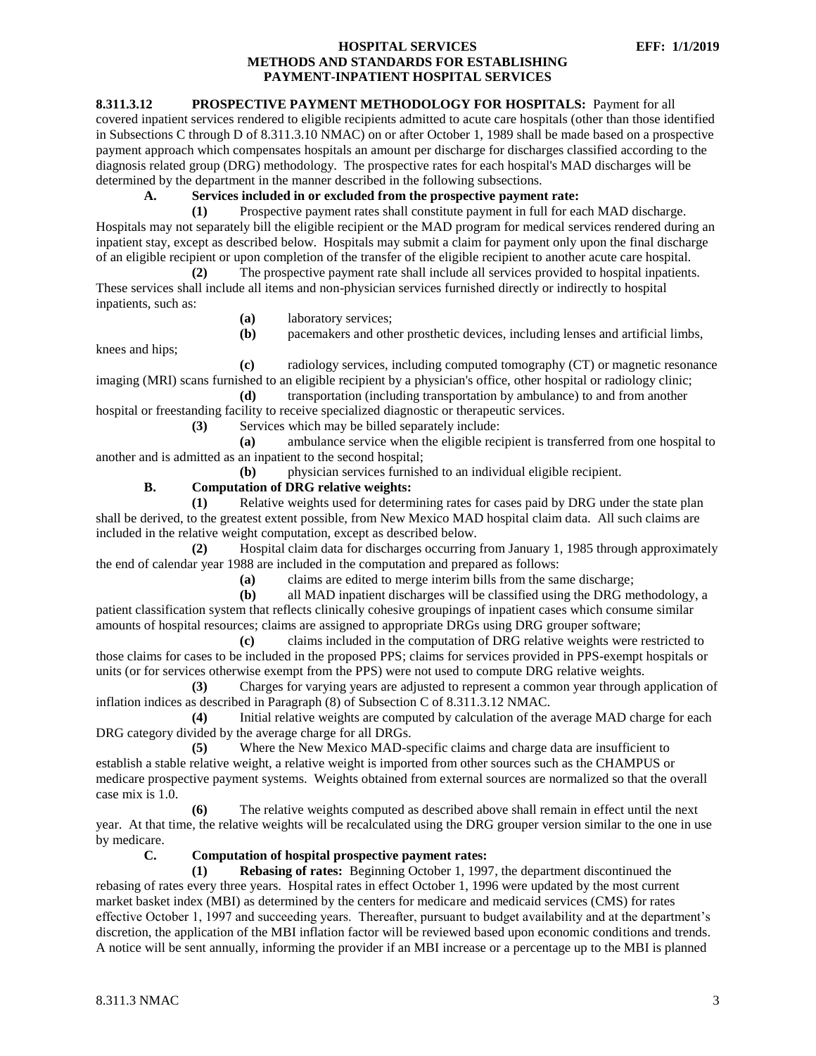**8.311.3.12 PROSPECTIVE PAYMENT METHODOLOGY FOR HOSPITALS:** Payment for all covered inpatient services rendered to eligible recipients admitted to acute care hospitals (other than those identified in Subsections C through D of 8.311.3.10 NMAC) on or after October 1, 1989 shall be made based on a prospective payment approach which compensates hospitals an amount per discharge for discharges classified according to the diagnosis related group (DRG) methodology. The prospective rates for each hospital's MAD discharges will be determined by the department in the manner described in the following subsections.

**A. Services included in or excluded from the prospective payment rate:**

**(1)** Prospective payment rates shall constitute payment in full for each MAD discharge. Hospitals may not separately bill the eligible recipient or the MAD program for medical services rendered during an inpatient stay, except as described below. Hospitals may submit a claim for payment only upon the final discharge of an eligible recipient or upon completion of the transfer of the eligible recipient to another acute care hospital.

**(2)** The prospective payment rate shall include all services provided to hospital inpatients. These services shall include all items and non-physician services furnished directly or indirectly to hospital inpatients, such as:

**(a)** laboratory services;

**(b)** pacemakers and other prosthetic devices, including lenses and artificial limbs, knees and hips;

**(c)** radiology services, including computed tomography (CT) or magnetic resonance imaging (MRI) scans furnished to an eligible recipient by a physician's office, other hospital or radiology clinic;

**(d)** transportation (including transportation by ambulance) to and from another hospital or freestanding facility to receive specialized diagnostic or therapeutic services.

**(3)** Services which may be billed separately include:

**(a)** ambulance service when the eligible recipient is transferred from one hospital to another and is admitted as an inpatient to the second hospital;

**(b)** physician services furnished to an individual eligible recipient.

**B. Computation of DRG relative weights:**

**(1)** Relative weights used for determining rates for cases paid by DRG under the state plan shall be derived, to the greatest extent possible, from New Mexico MAD hospital claim data. All such claims are included in the relative weight computation, except as described below.

**(2)** Hospital claim data for discharges occurring from January 1, 1985 through approximately the end of calendar year 1988 are included in the computation and prepared as follows:

**(a)** claims are edited to merge interim bills from the same discharge;

**(b)** all MAD inpatient discharges will be classified using the DRG methodology, a patient classification system that reflects clinically cohesive groupings of inpatient cases which consume similar amounts of hospital resources; claims are assigned to appropriate DRGs using DRG grouper software;

**(c)** claims included in the computation of DRG relative weights were restricted to those claims for cases to be included in the proposed PPS; claims for services provided in PPS-exempt hospitals or units (or for services otherwise exempt from the PPS) were not used to compute DRG relative weights.

**(3)** Charges for varying years are adjusted to represent a common year through application of inflation indices as described in Paragraph (8) of Subsection C of 8.311.3.12 NMAC.

**(4)** Initial relative weights are computed by calculation of the average MAD charge for each DRG category divided by the average charge for all DRGs.

**(5)** Where the New Mexico MAD-specific claims and charge data are insufficient to establish a stable relative weight, a relative weight is imported from other sources such as the CHAMPUS or medicare prospective payment systems. Weights obtained from external sources are normalized so that the overall case mix is 1.0.

**(6)** The relative weights computed as described above shall remain in effect until the next year. At that time, the relative weights will be recalculated using the DRG grouper version similar to the one in use by medicare.

**C. Computation of hospital prospective payment rates:**

**(1) Rebasing of rates:** Beginning October 1, 1997, the department discontinued the rebasing of rates every three years. Hospital rates in effect October 1, 1996 were updated by the most current market basket index (MBI) as determined by the centers for medicare and medicaid services (CMS) for rates effective October 1, 1997 and succeeding years. Thereafter, pursuant to budget availability and at the department's discretion, the application of the MBI inflation factor will be reviewed based upon economic conditions and trends. A notice will be sent annually, informing the provider if an MBI increase or a percentage up to the MBI is planned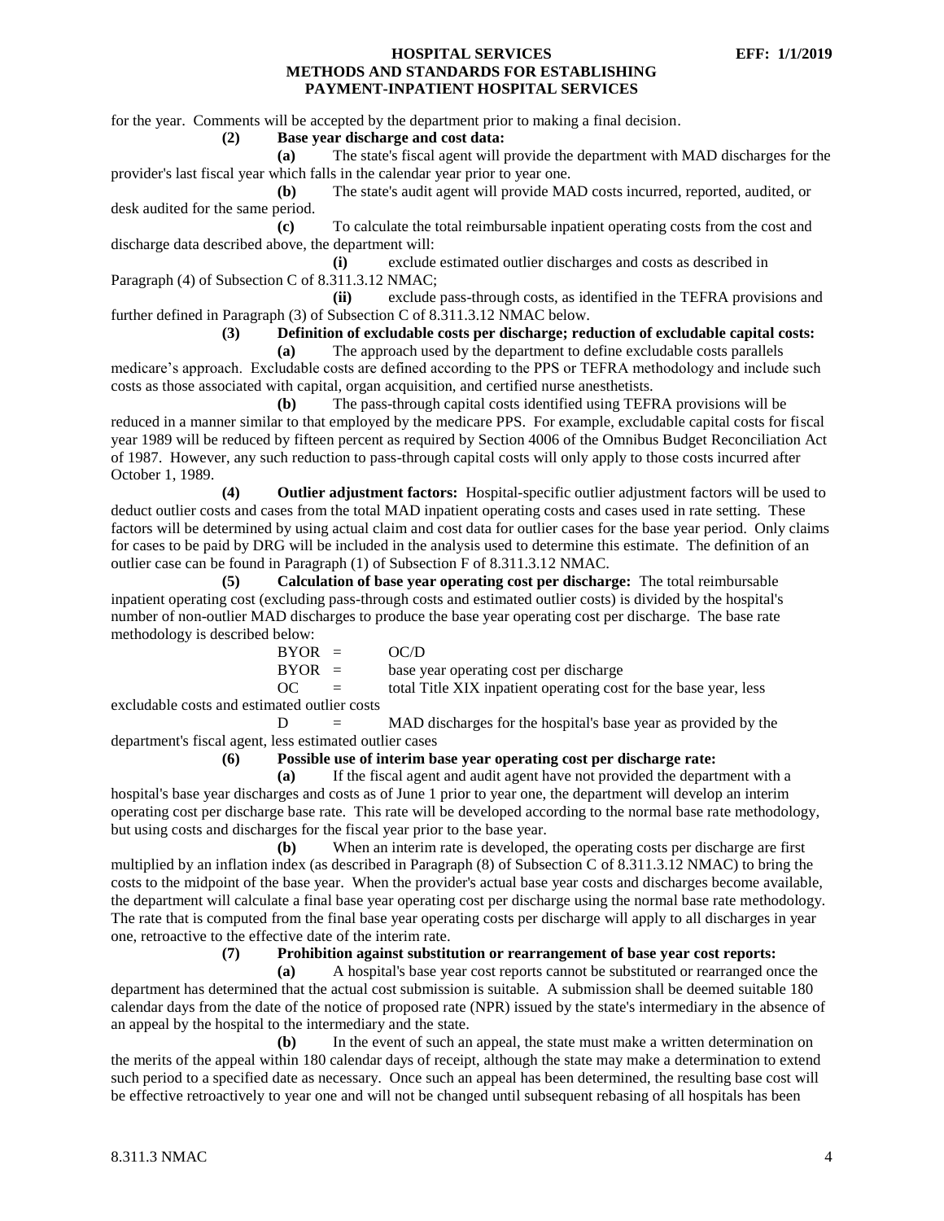for the year. Comments will be accepted by the department prior to making a final decision.

**(2) Base year discharge and cost data:**

**(a)** The state's fiscal agent will provide the department with MAD discharges for the provider's last fiscal year which falls in the calendar year prior to year one.

**(b)** The state's audit agent will provide MAD costs incurred, reported, audited, or desk audited for the same period.

**(c)** To calculate the total reimbursable inpatient operating costs from the cost and discharge data described above, the department will:

**(i)** exclude estimated outlier discharges and costs as described in Paragraph (4) of Subsection C of 8.311.3.12 NMAC;

**(ii)** exclude pass-through costs, as identified in the TEFRA provisions and further defined in Paragraph (3) of Subsection C of 8.311.3.12 NMAC below.

**(3) Definition of excludable costs per discharge; reduction of excludable capital costs:**

**(a)** The approach used by the department to define excludable costs parallels medicare's approach. Excludable costs are defined according to the PPS or TEFRA methodology and include such costs as those associated with capital, organ acquisition, and certified nurse anesthetists.

**(b)** The pass-through capital costs identified using TEFRA provisions will be reduced in a manner similar to that employed by the medicare PPS. For example, excludable capital costs for fiscal year 1989 will be reduced by fifteen percent as required by Section 4006 of the Omnibus Budget Reconciliation Act of 1987. However, any such reduction to pass-through capital costs will only apply to those costs incurred after October 1, 1989.

**(4) Outlier adjustment factors:** Hospital-specific outlier adjustment factors will be used to deduct outlier costs and cases from the total MAD inpatient operating costs and cases used in rate setting. These factors will be determined by using actual claim and cost data for outlier cases for the base year period. Only claims for cases to be paid by DRG will be included in the analysis used to determine this estimate. The definition of an outlier case can be found in Paragraph (1) of Subsection F of 8.311.3.12 NMAC.

**(5) Calculation of base year operating cost per discharge:** The total reimbursable inpatient operating cost (excluding pass-through costs and estimated outlier costs) is divided by the hospital's number of non-outlier MAD discharges to produce the base year operating cost per discharge. The base rate methodology is described below:

BYOR = OC/D

BYOR = base year operating cost per discharge

OC = total Title XIX inpatient operating cost for the base year, less excludable costs and estimated outlier costs

D = MAD discharges for the hospital's base year as provided by the department's fiscal agent, less estimated outlier cases

**(6) Possible use of interim base year operating cost per discharge rate:**

**(a)** If the fiscal agent and audit agent have not provided the department with a hospital's base year discharges and costs as of June 1 prior to year one, the department will develop an interim operating cost per discharge base rate. This rate will be developed according to the normal base rate methodology, but using costs and discharges for the fiscal year prior to the base year.

**(b)** When an interim rate is developed, the operating costs per discharge are first multiplied by an inflation index (as described in Paragraph (8) of Subsection C of 8.311.3.12 NMAC) to bring the costs to the midpoint of the base year. When the provider's actual base year costs and discharges become available, the department will calculate a final base year operating cost per discharge using the normal base rate methodology. The rate that is computed from the final base year operating costs per discharge will apply to all discharges in year one, retroactive to the effective date of the interim rate.

**(7) Prohibition against substitution or rearrangement of base year cost reports:**

**(a)** A hospital's base year cost reports cannot be substituted or rearranged once the department has determined that the actual cost submission is suitable. A submission shall be deemed suitable 180 calendar days from the date of the notice of proposed rate (NPR) issued by the state's intermediary in the absence of an appeal by the hospital to the intermediary and the state.

**(b)** In the event of such an appeal, the state must make a written determination on the merits of the appeal within 180 calendar days of receipt, although the state may make a determination to extend such period to a specified date as necessary. Once such an appeal has been determined, the resulting base cost will be effective retroactively to year one and will not be changed until subsequent rebasing of all hospitals has been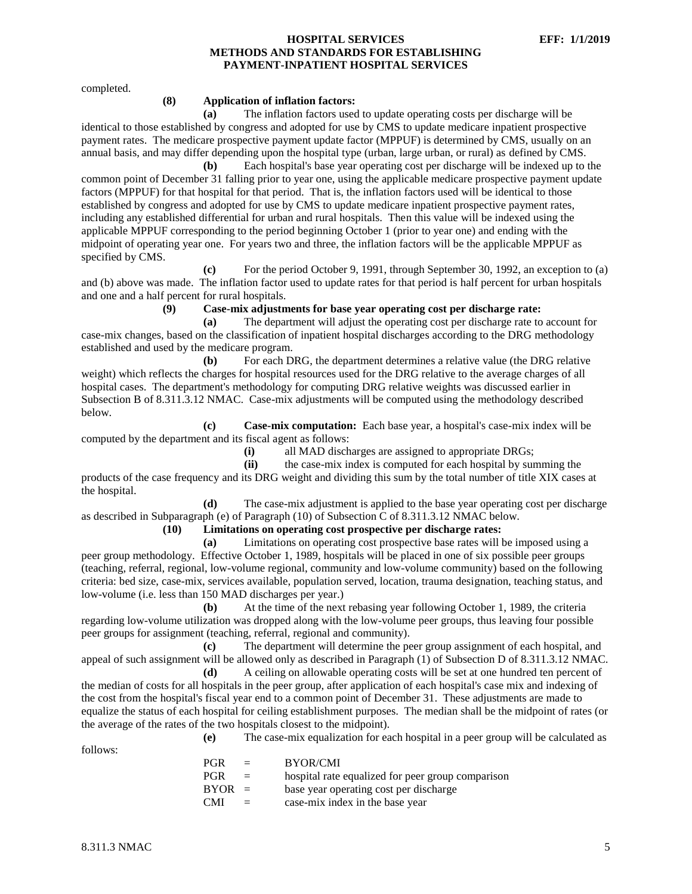completed.

**(8) Application of inflation factors:**

**(a)** The inflation factors used to update operating costs per discharge will be identical to those established by congress and adopted for use by CMS to update medicare inpatient prospective payment rates. The medicare prospective payment update factor (MPPUF) is determined by CMS, usually on an annual basis, and may differ depending upon the hospital type (urban, large urban, or rural) as defined by CMS.

**(b)** Each hospital's base year operating cost per discharge will be indexed up to the common point of December 31 falling prior to year one, using the applicable medicare prospective payment update factors (MPPUF) for that hospital for that period. That is, the inflation factors used will be identical to those established by congress and adopted for use by CMS to update medicare inpatient prospective payment rates, including any established differential for urban and rural hospitals. Then this value will be indexed using the applicable MPPUF corresponding to the period beginning October 1 (prior to year one) and ending with the midpoint of operating year one. For years two and three, the inflation factors will be the applicable MPPUF as specified by CMS.

**(c)** For the period October 9, 1991, through September 30, 1992, an exception to (a) and (b) above was made. The inflation factor used to update rates for that period is half percent for urban hospitals and one and a half percent for rural hospitals.

**(9) Case-mix adjustments for base year operating cost per discharge rate:**

**(a)** The department will adjust the operating cost per discharge rate to account for case-mix changes, based on the classification of inpatient hospital discharges according to the DRG methodology established and used by the medicare program.

**(b)** For each DRG, the department determines a relative value (the DRG relative weight) which reflects the charges for hospital resources used for the DRG relative to the average charges of all hospital cases. The department's methodology for computing DRG relative weights was discussed earlier in Subsection B of 8.311.3.12 NMAC. Case-mix adjustments will be computed using the methodology described below.

**(c) Case-mix computation:** Each base year, a hospital's case-mix index will be computed by the department and its fiscal agent as follows:

**(i)** all MAD discharges are assigned to appropriate DRGs;

**(ii)** the case-mix index is computed for each hospital by summing the products of the case frequency and its DRG weight and dividing this sum by the total number of title XIX cases at the hospital.

**(d)** The case-mix adjustment is applied to the base year operating cost per discharge as described in Subparagraph (e) of Paragraph (10) of Subsection C of 8.311.3.12 NMAC below.

**(10) Limitations on operating cost prospective per discharge rates:**

**(a)** Limitations on operating cost prospective base rates will be imposed using a peer group methodology. Effective October 1, 1989, hospitals will be placed in one of six possible peer groups (teaching, referral, regional, low-volume regional, community and low-volume community) based on the following criteria: bed size, case-mix, services available, population served, location, trauma designation, teaching status, and low-volume (i.e. less than 150 MAD discharges per year.)

**(b)** At the time of the next rebasing year following October 1, 1989, the criteria regarding low-volume utilization was dropped along with the low-volume peer groups, thus leaving four possible peer groups for assignment (teaching, referral, regional and community).

**(c)** The department will determine the peer group assignment of each hospital, and appeal of such assignment will be allowed only as described in Paragraph (1) of Subsection D of 8.311.3.12 NMAC.

**(d)** A ceiling on allowable operating costs will be set at one hundred ten percent of the median of costs for all hospitals in the peer group, after application of each hospital's case mix and indexing of the cost from the hospital's fiscal year end to a common point of December 31. These adjustments are made to equalize the status of each hospital for ceiling establishment purposes. The median shall be the midpoint of rates (or the average of the rates of the two hospitals closest to the midpoint).

**(e)** The case-mix equalization for each hospital in a peer group will be calculated as follows:

$$PGR = BYOR/CMI$$

PGR = hospital rate equalized for peer group comparison
BYOR = base year operating cost per discharge
CMI = case-mix index in the base year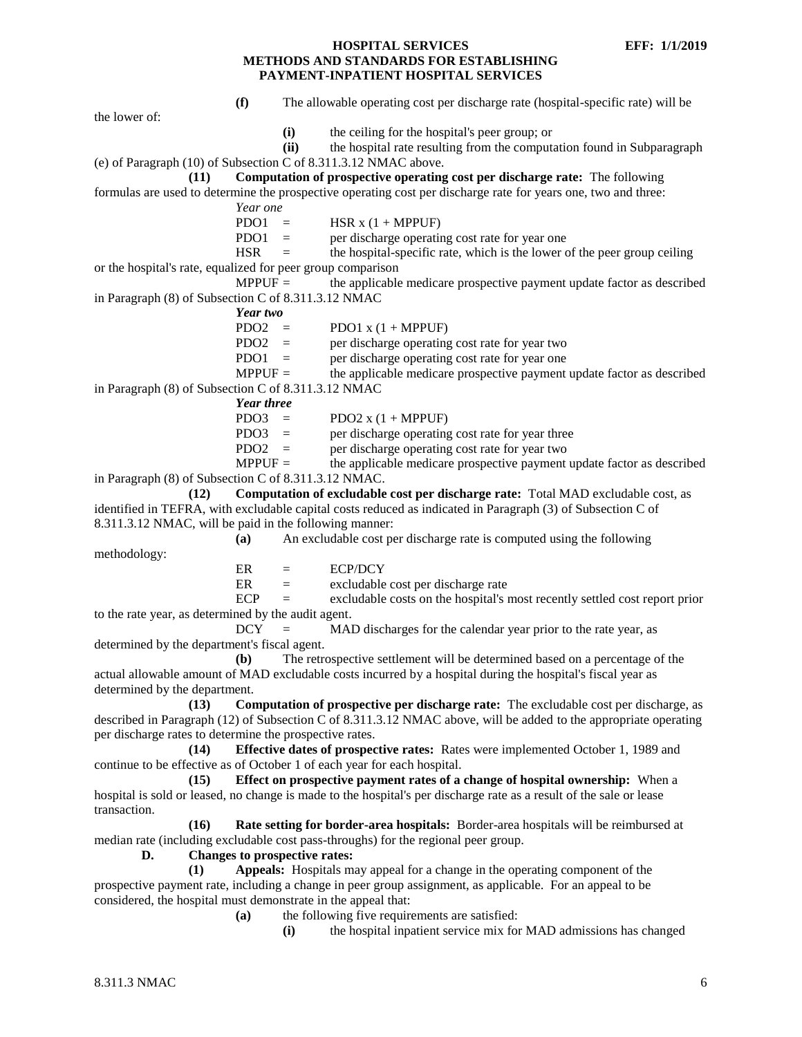**(f)** The allowable operating cost per discharge rate (hospital-specific rate) will be the lower of:

**(i)** the ceiling for the hospital's peer group; or

**(ii)** the hospital rate resulting from the computation found in Subparagraph (e) of Paragraph (10) of Subsection C of 8.311.3.12 NMAC above.

**(11) Computation of prospective operating cost per discharge rate:** The following formulas are used to determine the prospective operating cost per discharge rate for years one, two and three:

*Year one*

PDO1 = HSR x (1 + MPPUF)

PDO1 = per discharge operating cost rate for year one

HSR = the hospital-specific rate, which is the lower of the peer group ceiling or the hospital's rate, equalized for peer group comparison

MPPUF = the applicable medicare prospective payment update factor as described in Paragraph (8) of Subsection C of 8.311.3.12 NMAC

***Year two***

PDO2 = PDO1 x (1 + MPPUF)

PDO2 = per discharge operating cost rate for year two

PDO1 = per discharge operating cost rate for year one

MPPUF = the applicable medicare prospective payment update factor as described in Paragraph (8) of Subsection C of 8.311.3.12 NMAC

***Year three***

PDO3 = PDO2 x (1 + MPPUF)

PDO3 = per discharge operating cost rate for year three

PDO2 = per discharge operating cost rate for year two

MPPUF = the applicable medicare prospective payment update factor as described in Paragraph (8) of Subsection C of 8.311.3.12 NMAC.

**(12) Computation of excludable cost per discharge rate:** Total MAD excludable cost, as identified in TEFRA, with excludable capital costs reduced as indicated in Paragraph (3) of Subsection C of 8.311.3.12 NMAC, will be paid in the following manner:

**(a)** An excludable cost per discharge rate is computed using the following methodology:

ER = ECP/DCY

ER = excludable cost per discharge rate

ECP = excludable costs on the hospital's most recently settled cost report prior to the rate year, as determined by the audit agent.

DCY = MAD discharges for the calendar year prior to the rate year, as determined by the department's fiscal agent.

**(b)** The retrospective settlement will be determined based on a percentage of the actual allowable amount of MAD excludable costs incurred by a hospital during the hospital's fiscal year as determined by the department.

**(13) Computation of prospective per discharge rate:** The excludable cost per discharge, as described in Paragraph (12) of Subsection C of 8.311.3.12 NMAC above, will be added to the appropriate operating per discharge rates to determine the prospective rates.

**(14) Effective dates of prospective rates:** Rates were implemented October 1, 1989 and continue to be effective as of October 1 of each year for each hospital.

**(15) Effect on prospective payment rates of a change of hospital ownership:** When a hospital is sold or leased, no change is made to the hospital's per discharge rate as a result of the sale or lease transaction.

**(16) Rate setting for border-area hospitals:** Border-area hospitals will be reimbursed at median rate (including excludable cost pass-throughs) for the regional peer group.

**D. Changes to prospective rates:**

**(1) Appeals:** Hospitals may appeal for a change in the operating component of the prospective payment rate, including a change in peer group assignment, as applicable. For an appeal to be considered, the hospital must demonstrate in the appeal that:

**(a)** the following five requirements are satisfied:

**(i)** the hospital inpatient service mix for MAD admissions has changed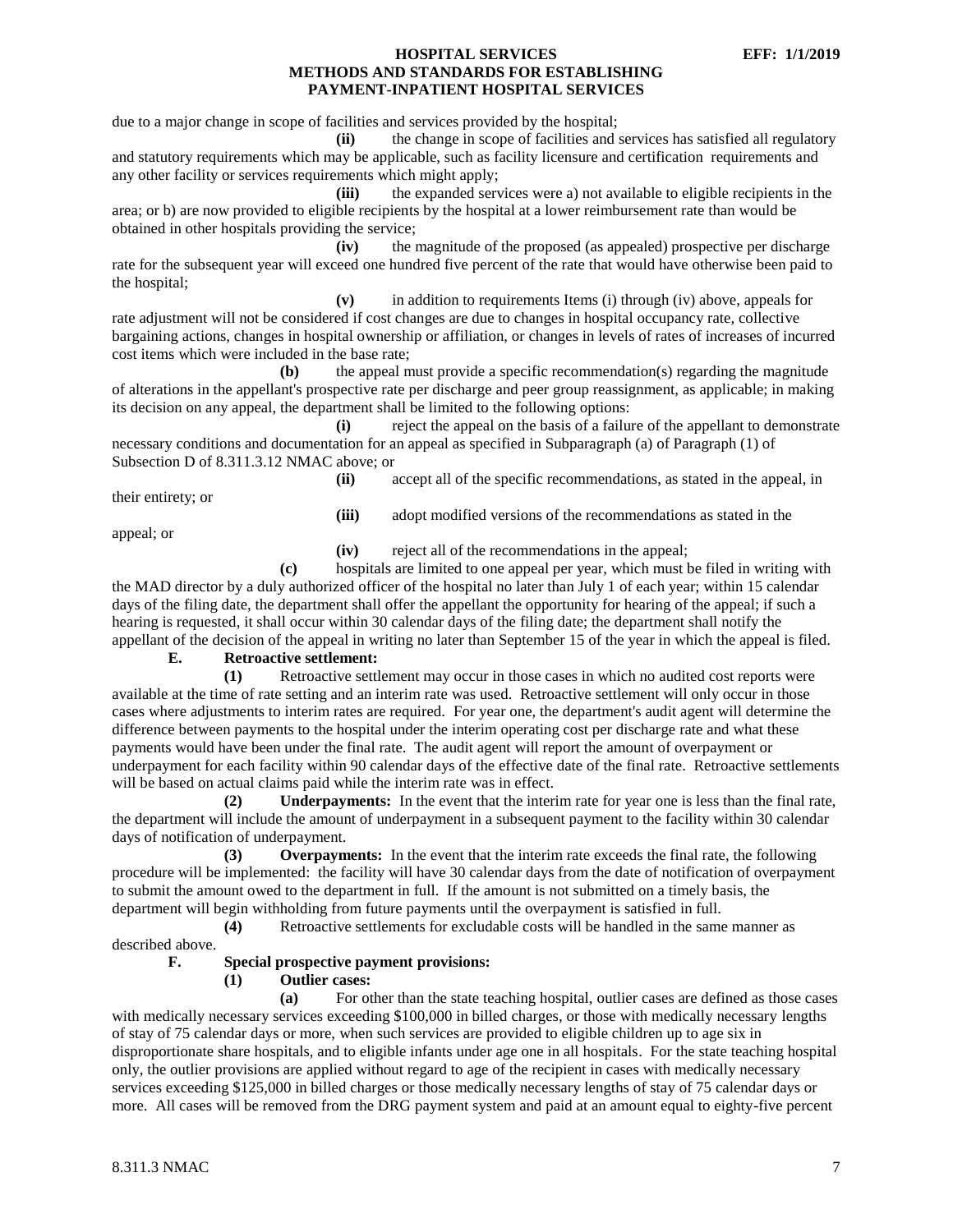due to a major change in scope of facilities and services provided by the hospital;

**(ii)** the change in scope of facilities and services has satisfied all regulatory and statutory requirements which may be applicable, such as facility licensure and certification requirements and any other facility or services requirements which might apply;

**(iii)** the expanded services were a) not available to eligible recipients in the area; or b) are now provided to eligible recipients by the hospital at a lower reimbursement rate than would be obtained in other hospitals providing the service;

**(iv)** the magnitude of the proposed (as appealed) prospective per discharge rate for the subsequent year will exceed one hundred five percent of the rate that would have otherwise been paid to the hospital;

**(v)** in addition to requirements Items (i) through (iv) above, appeals for rate adjustment will not be considered if cost changes are due to changes in hospital occupancy rate, collective bargaining actions, changes in hospital ownership or affiliation, or changes in levels of rates of increases of incurred cost items which were included in the base rate;

**(b)** the appeal must provide a specific recommendation(s) regarding the magnitude of alterations in the appellant's prospective rate per discharge and peer group reassignment, as applicable; in making its decision on any appeal, the department shall be limited to the following options:

**(i)** reject the appeal on the basis of a failure of the appellant to demonstrate necessary conditions and documentation for an appeal as specified in Subparagraph (a) of Paragraph (1) of Subsection D of 8.311.3.12 NMAC above; or

**(ii)** accept all of the specific recommendations, as stated in the appeal, in their entirety; or

**(iii)** adopt modified versions of the recommendations as stated in the appeal; or

**(iv)** reject all of the recommendations in the appeal;

**(c)** hospitals are limited to one appeal per year, which must be filed in writing with the MAD director by a duly authorized officer of the hospital no later than July 1 of each year; within 15 calendar days of the filing date, the department shall offer the appellant the opportunity for hearing of the appeal; if such a hearing is requested, it shall occur within 30 calendar days of the filing date; the department shall notify the appellant of the decision of the appeal in writing no later than September 15 of the year in which the appeal is filed.

**E. Retroactive settlement:**

**(1)** Retroactive settlement may occur in those cases in which no audited cost reports were available at the time of rate setting and an interim rate was used. Retroactive settlement will only occur in those cases where adjustments to interim rates are required. For year one, the department's audit agent will determine the difference between payments to the hospital under the interim operating cost per discharge rate and what these payments would have been under the final rate. The audit agent will report the amount of overpayment or underpayment for each facility within 90 calendar days of the effective date of the final rate. Retroactive settlements will be based on actual claims paid while the interim rate was in effect.

**(2) Underpayments:** In the event that the interim rate for year one is less than the final rate, the department will include the amount of underpayment in a subsequent payment to the facility within 30 calendar days of notification of underpayment.

**(3) Overpayments:** In the event that the interim rate exceeds the final rate, the following procedure will be implemented: the facility will have 30 calendar days from the date of notification of overpayment to submit the amount owed to the department in full. If the amount is not submitted on a timely basis, the department will begin withholding from future payments until the overpayment is satisfied in full.

**(4)** Retroactive settlements for excludable costs will be handled in the same manner as described above.

**F. Special prospective payment provisions:**

**(1) Outlier cases:**

**(a)** For other than the state teaching hospital, outlier cases are defined as those cases with medically necessary services exceeding $100,000 in billed charges, or those with medically necessary lengths of stay of 75 calendar days or more, when such services are provided to eligible children up to age six in disproportionate share hospitals, and to eligible infants under age one in all hospitals. For the state teaching hospital only, the outlier provisions are applied without regard to age of the recipient in cases with medically necessary services exceeding $125,000 in billed charges or those medically necessary lengths of stay of 75 calendar days or more. All cases will be removed from the DRG payment system and paid at an amount equal to eighty-five percent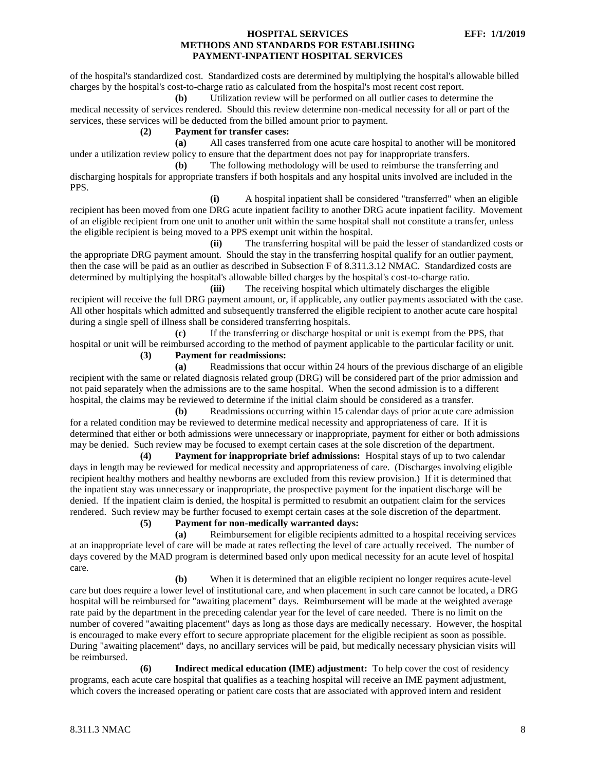of the hospital's standardized cost. Standardized costs are determined by multiplying the hospital's allowable billed charges by the hospital's cost-to-charge ratio as calculated from the hospital's most recent cost report.

**(b)** Utilization review will be performed on all outlier cases to determine the medical necessity of services rendered. Should this review determine non-medical necessity for all or part of the services, these services will be deducted from the billed amount prior to payment.

**(2) Payment for transfer cases:**

**(a)** All cases transferred from one acute care hospital to another will be monitored under a utilization review policy to ensure that the department does not pay for inappropriate transfers.

**(b)** The following methodology will be used to reimburse the transferring and discharging hospitals for appropriate transfers if both hospitals and any hospital units involved are included in the PPS.

**(i)** A hospital inpatient shall be considered "transferred" when an eligible recipient has been moved from one DRG acute inpatient facility to another DRG acute inpatient facility. Movement of an eligible recipient from one unit to another unit within the same hospital shall not constitute a transfer, unless the eligible recipient is being moved to a PPS exempt unit within the hospital.

**(ii)** The transferring hospital will be paid the lesser of standardized costs or the appropriate DRG payment amount. Should the stay in the transferring hospital qualify for an outlier payment, then the case will be paid as an outlier as described in Subsection F of 8.311.3.12 NMAC. Standardized costs are determined by multiplying the hospital's allowable billed charges by the hospital's cost-to-charge ratio.

**(iii)** The receiving hospital which ultimately discharges the eligible recipient will receive the full DRG payment amount, or, if applicable, any outlier payments associated with the case. All other hospitals which admitted and subsequently transferred the eligible recipient to another acute care hospital during a single spell of illness shall be considered transferring hospitals.

**(c)** If the transferring or discharge hospital or unit is exempt from the PPS, that hospital or unit will be reimbursed according to the method of payment applicable to the particular facility or unit.

**(3) Payment for readmissions:**

**(a)** Readmissions that occur within 24 hours of the previous discharge of an eligible recipient with the same or related diagnosis related group (DRG) will be considered part of the prior admission and not paid separately when the admissions are to the same hospital. When the second admission is to a different hospital, the claims may be reviewed to determine if the initial claim should be considered as a transfer.

**(b)** Readmissions occurring within 15 calendar days of prior acute care admission for a related condition may be reviewed to determine medical necessity and appropriateness of care. If it is determined that either or both admissions were unnecessary or inappropriate, payment for either or both admissions may be denied. Such review may be focused to exempt certain cases at the sole discretion of the department.

**(4) Payment for inappropriate brief admissions:** Hospital stays of up to two calendar days in length may be reviewed for medical necessity and appropriateness of care. (Discharges involving eligible recipient healthy mothers and healthy newborns are excluded from this review provision.) If it is determined that the inpatient stay was unnecessary or inappropriate, the prospective payment for the inpatient discharge will be denied. If the inpatient claim is denied, the hospital is permitted to resubmit an outpatient claim for the services rendered. Such review may be further focused to exempt certain cases at the sole discretion of the department.

**(5) Payment for non-medically warranted days:**

**(a)** Reimbursement for eligible recipients admitted to a hospital receiving services at an inappropriate level of care will be made at rates reflecting the level of care actually received. The number of days covered by the MAD program is determined based only upon medical necessity for an acute level of hospital care.

**(b)** When it is determined that an eligible recipient no longer requires acute-level care but does require a lower level of institutional care, and when placement in such care cannot be located, a DRG hospital will be reimbursed for "awaiting placement" days. Reimbursement will be made at the weighted average rate paid by the department in the preceding calendar year for the level of care needed. There is no limit on the number of covered "awaiting placement" days as long as those days are medically necessary. However, the hospital is encouraged to make every effort to secure appropriate placement for the eligible recipient as soon as possible. During "awaiting placement" days, no ancillary services will be paid, but medically necessary physician visits will be reimbursed.

**(6) Indirect medical education (IME) adjustment:** To help cover the cost of residency programs, each acute care hospital that qualifies as a teaching hospital will receive an IME payment adjustment, which covers the increased operating or patient care costs that are associated with approved intern and resident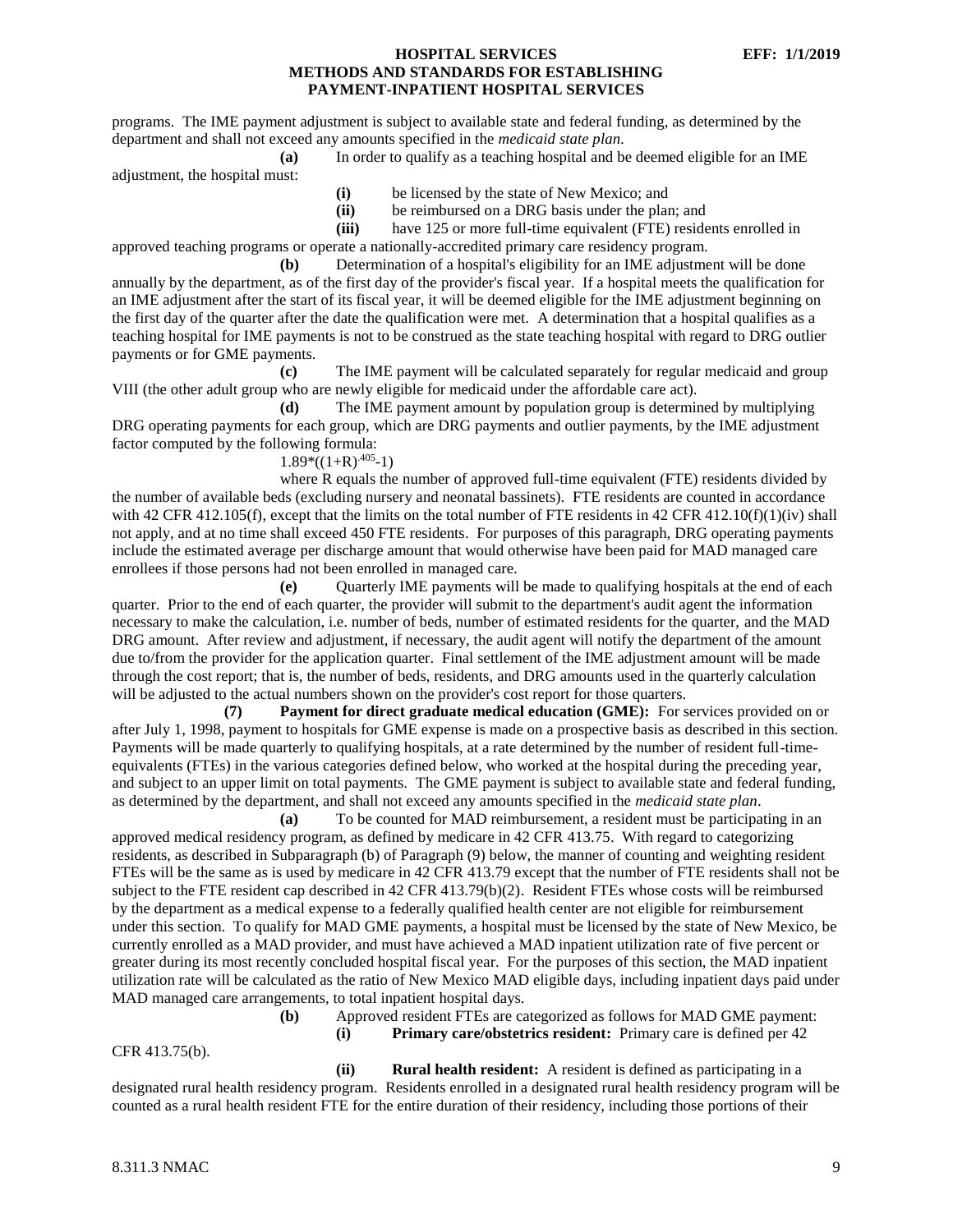programs. The IME payment adjustment is subject to available state and federal funding, as determined by the department and shall not exceed any amounts specified in the *medicaid state plan*.

**(a)** In order to qualify as a teaching hospital and be deemed eligible for an IME adjustment, the hospital must:

**(i)** be licensed by the state of New Mexico; and

**(ii)** be reimbursed on a DRG basis under the plan; and

**(iii)** have 125 or more full-time equivalent (FTE) residents enrolled in approved teaching programs or operate a nationally-accredited primary care residency program.

**(b)** Determination of a hospital's eligibility for an IME adjustment will be done annually by the department, as of the first day of the provider's fiscal year. If a hospital meets the qualification for an IME adjustment after the start of its fiscal year, it will be deemed eligible for the IME adjustment beginning on the first day of the quarter after the date the qualification were met. A determination that a hospital qualifies as a teaching hospital for IME payments is not to be construed as the state teaching hospital with regard to DRG outlier payments or for GME payments.

**(c)** The IME payment will be calculated separately for regular medicaid and group VIII (the other adult group who are newly eligible for medicaid under the affordable care act).

**(d)** The IME payment amount by population group is determined by multiplying DRG operating payments for each group, which are DRG payments and outlier payments, by the IME adjustment factor computed by the following formula:

$$1.89*((1+R)^{.405}-1)$$

where R equals the number of approved full-time equivalent (FTE) residents divided by the number of available beds (excluding nursery and neonatal bassinets). FTE residents are counted in accordance with 42 CFR 412.105(f), except that the limits on the total number of FTE residents in 42 CFR 412.10(f)(1)(iv) shall not apply, and at no time shall exceed 450 FTE residents. For purposes of this paragraph, DRG operating payments include the estimated average per discharge amount that would otherwise have been paid for MAD managed care enrollees if those persons had not been enrolled in managed care.

**(e)** Quarterly IME payments will be made to qualifying hospitals at the end of each quarter. Prior to the end of each quarter, the provider will submit to the department's audit agent the information necessary to make the calculation, i.e. number of beds, number of estimated residents for the quarter, and the MAD DRG amount. After review and adjustment, if necessary, the audit agent will notify the department of the amount due to/from the provider for the application quarter. Final settlement of the IME adjustment amount will be made through the cost report; that is, the number of beds, residents, and DRG amounts used in the quarterly calculation will be adjusted to the actual numbers shown on the provider's cost report for those quarters.

**(7) Payment for direct graduate medical education (GME):** For services provided on or after July 1, 1998, payment to hospitals for GME expense is made on a prospective basis as described in this section. Payments will be made quarterly to qualifying hospitals, at a rate determined by the number of resident full-time-equivalents (FTEs) in the various categories defined below, who worked at the hospital during the preceding year, and subject to an upper limit on total payments. The GME payment is subject to available state and federal funding, as determined by the department, and shall not exceed any amounts specified in the *medicaid state plan*.

**(a)** To be counted for MAD reimbursement, a resident must be participating in an approved medical residency program, as defined by medicare in 42 CFR 413.75. With regard to categorizing residents, as described in Subparagraph (b) of Paragraph (9) below, the manner of counting and weighting resident FTEs will be the same as is used by medicare in 42 CFR 413.79 except that the number of FTE residents shall not be subject to the FTE resident cap described in 42 CFR 413.79(b)(2). Resident FTEs whose costs will be reimbursed by the department as a medical expense to a federally qualified health center are not eligible for reimbursement under this section. To qualify for MAD GME payments, a hospital must be licensed by the state of New Mexico, be currently enrolled as a MAD provider, and must have achieved a MAD inpatient utilization rate of five percent or greater during its most recently concluded hospital fiscal year. For the purposes of this section, the MAD inpatient utilization rate will be calculated as the ratio of New Mexico MAD eligible days, including inpatient days paid under MAD managed care arrangements, to total inpatient hospital days.

**(b)** Approved resident FTEs are categorized as follows for MAD GME payment:

**(i) Primary care/obstetrics resident:** Primary care is defined per 42 CFR 413.75(b).

**(ii) Rural health resident:** A resident is defined as participating in a designated rural health residency program. Residents enrolled in a designated rural health residency program will be counted as a rural health resident FTE for the entire duration of their residency, including those portions of their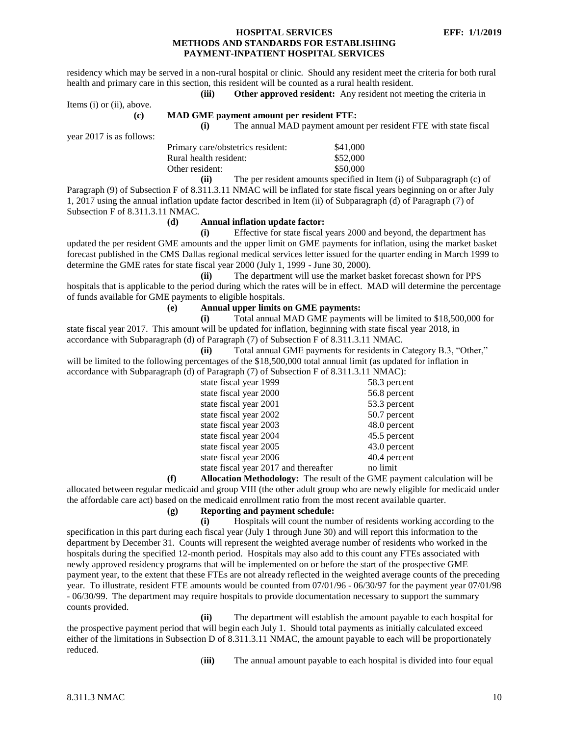residency which may be served in a non-rural hospital or clinic. Should any resident meet the criteria for both rural health and primary care in this section, this resident will be counted as a rural health resident.

**(iii)** **Other approved resident:** Any resident not meeting the criteria in Items (i) or (ii), above.

**(c)** **MAD GME payment amount per resident FTE:**

**(i)** The annual MAD payment amount per resident FTE with state fiscal year 2017 is as follows:

| | |
|---|---|
| Primary care/obstetrics resident: | $41,000 |
| Rural health resident: | $52,000 |
| Other resident: | $50,000 |

**(ii)** The per resident amounts specified in Item (i) of Subparagraph (c) of Paragraph (9) of Subsection F of 8.311.3.11 NMAC will be inflated for state fiscal years beginning on or after July 1, 2017 using the annual inflation update factor described in Item (ii) of Subparagraph (d) of Paragraph (7) of Subsection F of 8.311.3.11 NMAC.

**(d)** **Annual inflation update factor:**

**(i)** Effective for state fiscal years 2000 and beyond, the department has updated the per resident GME amounts and the upper limit on GME payments for inflation, using the market basket forecast published in the CMS Dallas regional medical services letter issued for the quarter ending in March 1999 to determine the GME rates for state fiscal year 2000 (July 1, 1999 - June 30, 2000).

**(ii)** The department will use the market basket forecast shown for PPS hospitals that is applicable to the period during which the rates will be in effect. MAD will determine the percentage of funds available for GME payments to eligible hospitals.

**(e)** **Annual upper limits on GME payments:**

**(i)** Total annual MAD GME payments will be limited to $18,500,000 for state fiscal year 2017. This amount will be updated for inflation, beginning with state fiscal year 2018, in accordance with Subparagraph (d) of Paragraph (7) of Subsection F of 8.311.3.11 NMAC.

**(ii)** Total annual GME payments for residents in Category B.3, "Other," will be limited to the following percentages of the $18,500,000 total annual limit (as updated for inflation in accordance with Subparagraph (d) of Paragraph (7) of Subsection F of 8.311.3.11 NMAC):

| | |
|---|---|
| state fiscal year 1999 | 58.3 percent |
| state fiscal year 2000 | 56.8 percent |
| state fiscal year 2001 | 53.3 percent |
| state fiscal year 2002 | 50.7 percent |
| state fiscal year 2003 | 48.0 percent |
| state fiscal year 2004 | 45.5 percent |
| state fiscal year 2005 | 43.0 percent |
| state fiscal year 2006 | 40.4 percent |
| state fiscal year 2017 and thereafter | no limit |

**(f)** **Allocation Methodology:** The result of the GME payment calculation will be allocated between regular medicaid and group VIII (the other adult group who are newly eligible for medicaid under the affordable care act) based on the medicaid enrollment ratio from the most recent available quarter.

**(g)** **Reporting and payment schedule:**

**(i)** Hospitals will count the number of residents working according to the specification in this part during each fiscal year (July 1 through June 30) and will report this information to the department by December 31. Counts will represent the weighted average number of residents who worked in the hospitals during the specified 12-month period. Hospitals may also add to this count any FTEs associated with newly approved residency programs that will be implemented on or before the start of the prospective GME payment year, to the extent that these FTEs are not already reflected in the weighted average counts of the preceding year. To illustrate, resident FTE amounts would be counted from 07/01/96 - 06/30/97 for the payment year 07/01/98 - 06/30/99. The department may require hospitals to provide documentation necessary to support the summary counts provided.

**(ii)** The department will establish the amount payable to each hospital for the prospective payment period that will begin each July 1. Should total payments as initially calculated exceed either of the limitations in Subsection D of 8.311.3.11 NMAC, the amount payable to each will be proportionately reduced.

**(iii)** The annual amount payable to each hospital is divided into four equal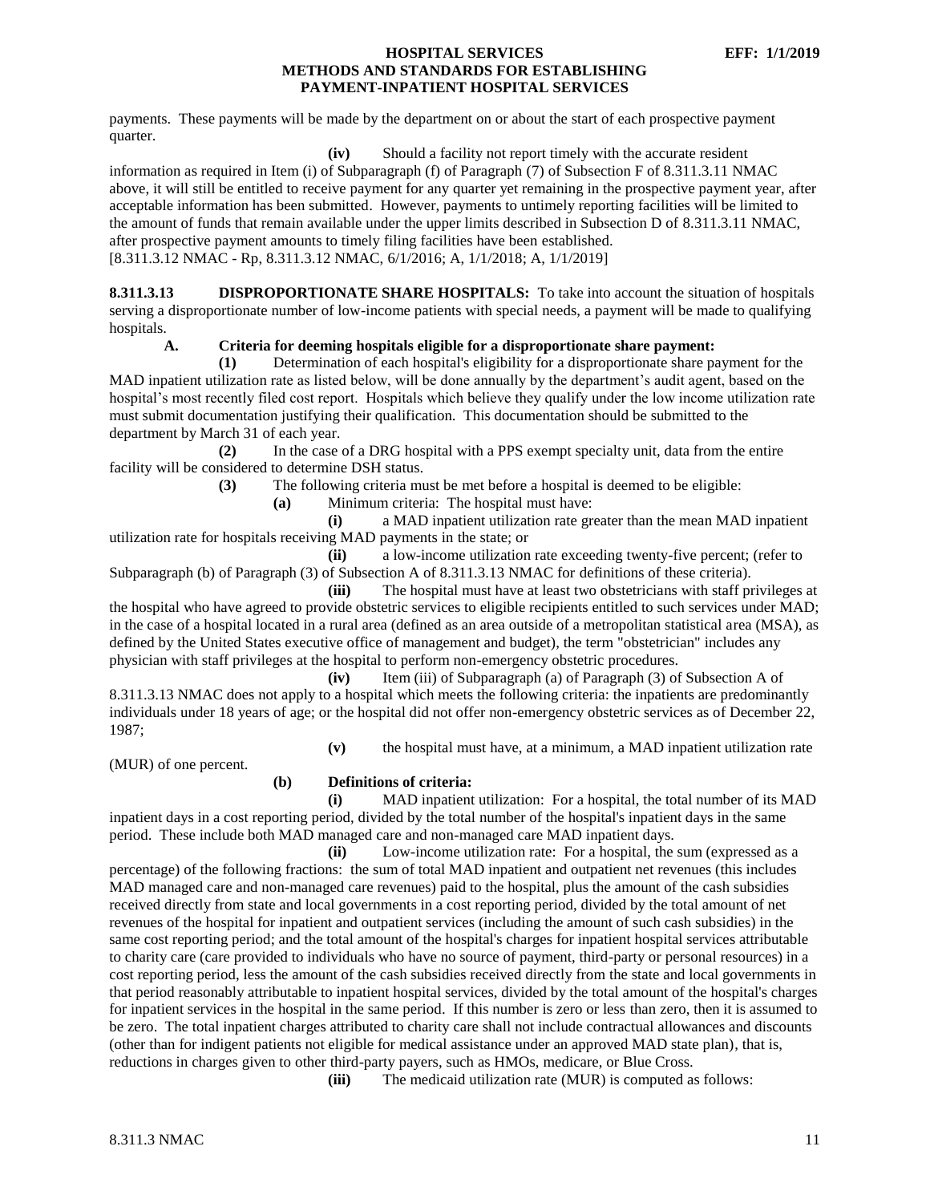payments. These payments will be made by the department on or about the start of each prospective payment quarter.

**(iv)** Should a facility not report timely with the accurate resident information as required in Item (i) of Subparagraph (f) of Paragraph (7) of Subsection F of 8.311.3.11 NMAC above, it will still be entitled to receive payment for any quarter yet remaining in the prospective payment year, after acceptable information has been submitted. However, payments to untimely reporting facilities will be limited to the amount of funds that remain available under the upper limits described in Subsection D of 8.311.3.11 NMAC, after prospective payment amounts to timely filing facilities have been established.

[8.311.3.12 NMAC - Rp, 8.311.3.12 NMAC, 6/1/2016; A, 1/1/2018; A, 1/1/2019]

**8.311.3.13 DISPROPORTIONATE SHARE HOSPITALS:** To take into account the situation of hospitals serving a disproportionate number of low-income patients with special needs, a payment will be made to qualifying hospitals.

**A. Criteria for deeming hospitals eligible for a disproportionate share payment:**

**(1)** Determination of each hospital's eligibility for a disproportionate share payment for the MAD inpatient utilization rate as listed below, will be done annually by the department's audit agent, based on the hospital's most recently filed cost report. Hospitals which believe they qualify under the low income utilization rate must submit documentation justifying their qualification. This documentation should be submitted to the department by March 31 of each year.

**(2)** In the case of a DRG hospital with a PPS exempt specialty unit, data from the entire facility will be considered to determine DSH status.

**(3)** The following criteria must be met before a hospital is deemed to be eligible:

**(a)** Minimum criteria: The hospital must have:

**(i)** a MAD inpatient utilization rate greater than the mean MAD inpatient utilization rate for hospitals receiving MAD payments in the state; or

**(ii)** a low-income utilization rate exceeding twenty-five percent; (refer to Subparagraph (b) of Paragraph (3) of Subsection A of 8.311.3.13 NMAC for definitions of these criteria).

**(iii)** The hospital must have at least two obstetricians with staff privileges at the hospital who have agreed to provide obstetric services to eligible recipients entitled to such services under MAD; in the case of a hospital located in a rural area (defined as an area outside of a metropolitan statistical area (MSA), as defined by the United States executive office of management and budget), the term "obstetrician" includes any physician with staff privileges at the hospital to perform non-emergency obstetric procedures.

**(iv)** Item (iii) of Subparagraph (a) of Paragraph (3) of Subsection A of 8.311.3.13 NMAC does not apply to a hospital which meets the following criteria: the inpatients are predominantly individuals under 18 years of age; or the hospital did not offer non-emergency obstetric services as of December 22, 1987;

**(v)** the hospital must have, at a minimum, a MAD inpatient utilization rate (MUR) of one percent.

**(b) Definitions of criteria:**

**(i)** MAD inpatient utilization: For a hospital, the total number of its MAD inpatient days in a cost reporting period, divided by the total number of the hospital's inpatient days in the same period. These include both MAD managed care and non-managed care MAD inpatient days.

**(ii)** Low-income utilization rate: For a hospital, the sum (expressed as a percentage) of the following fractions: the sum of total MAD inpatient and outpatient net revenues (this includes MAD managed care and non-managed care revenues) paid to the hospital, plus the amount of the cash subsidies received directly from state and local governments in a cost reporting period, divided by the total amount of net revenues of the hospital for inpatient and outpatient services (including the amount of such cash subsidies) in the same cost reporting period; and the total amount of the hospital's charges for inpatient hospital services attributable to charity care (care provided to individuals who have no source of payment, third-party or personal resources) in a cost reporting period, less the amount of the cash subsidies received directly from the state and local governments in that period reasonably attributable to inpatient hospital services, divided by the total amount of the hospital's charges for inpatient services in the hospital in the same period. If this number is zero or less than zero, then it is assumed to be zero. The total inpatient charges attributed to charity care shall not include contractual allowances and discounts (other than for indigent patients not eligible for medical assistance under an approved MAD state plan), that is, reductions in charges given to other third-party payers, such as HMOs, medicare, or Blue Cross.

**(iii)** The medicaid utilization rate (MUR) is computed as follows: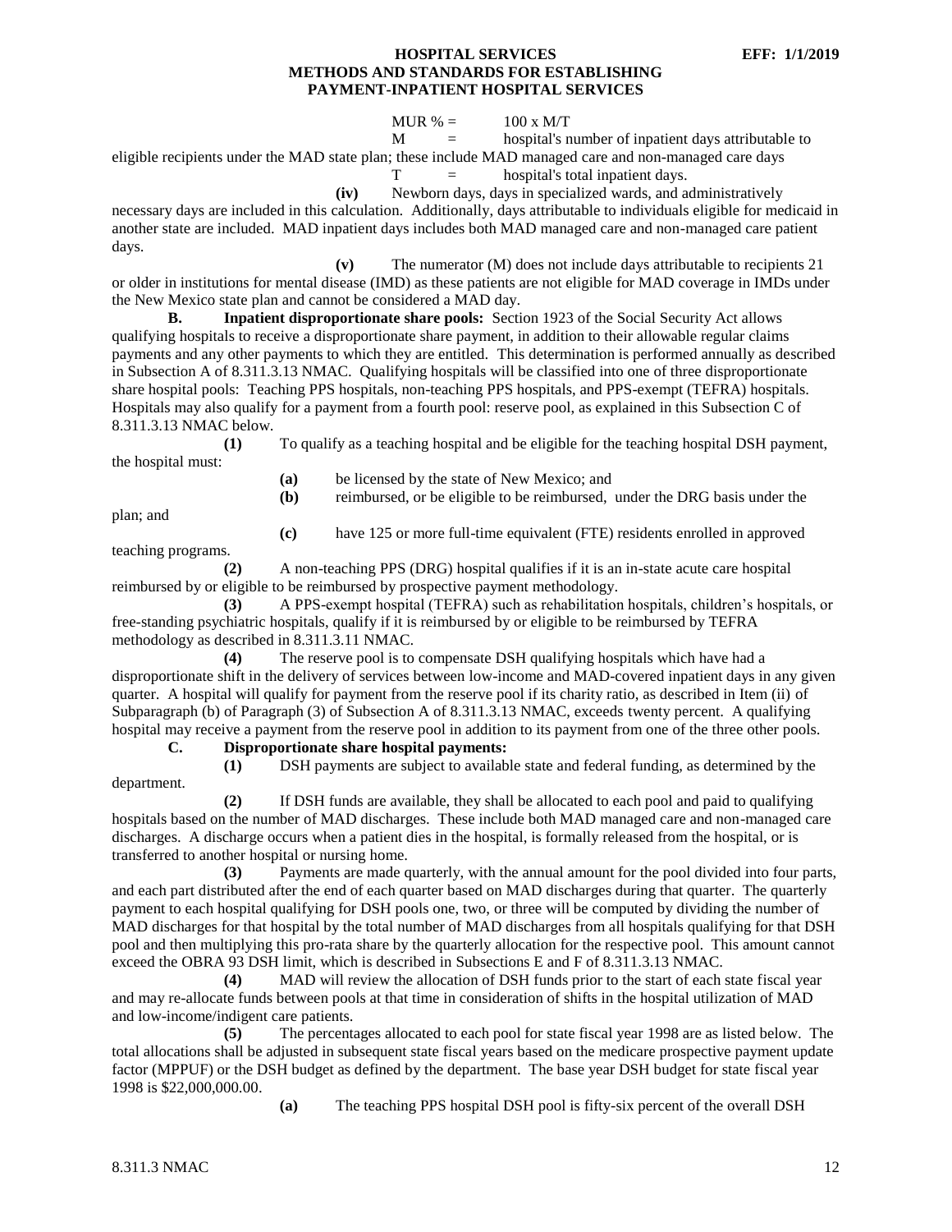MUR % = $100 \times M/T$

M = hospital's number of inpatient days attributable to eligible recipients under the MAD state plan; these include MAD managed care and non-managed care days

T = hospital's total inpatient days.

**(iv)** Newborn days, days in specialized wards, and administratively necessary days are included in this calculation. Additionally, days attributable to individuals eligible for medicaid in another state are included. MAD inpatient days includes both MAD managed care and non-managed care patient days.

**(v)** The numerator (M) does not include days attributable to recipients 21 or older in institutions for mental disease (IMD) as these patients are not eligible for MAD coverage in IMDs under the New Mexico state plan and cannot be considered a MAD day.

**B. Inpatient disproportionate share pools:** Section 1923 of the Social Security Act allows qualifying hospitals to receive a disproportionate share payment, in addition to their allowable regular claims payments and any other payments to which they are entitled. This determination is performed annually as described in Subsection A of 8.311.3.13 NMAC. Qualifying hospitals will be classified into one of three disproportionate share hospital pools: Teaching PPS hospitals, non-teaching PPS hospitals, and PPS-exempt (TEFRA) hospitals. Hospitals may also qualify for a payment from a fourth pool: reserve pool, as explained in this Subsection C of 8.311.3.13 NMAC below.

**(1)** To qualify as a teaching hospital and be eligible for the teaching hospital DSH payment, the hospital must:

**(a)** be licensed by the state of New Mexico; and

**(b)** reimbursed, or be eligible to be reimbursed, under the DRG basis under the plan; and

**(c)** have 125 or more full-time equivalent (FTE) residents enrolled in approved teaching programs.

**(2)** A non-teaching PPS (DRG) hospital qualifies if it is an in-state acute care hospital reimbursed by or eligible to be reimbursed by prospective payment methodology.

**(3)** A PPS-exempt hospital (TEFRA) such as rehabilitation hospitals, children's hospitals, or free-standing psychiatric hospitals, qualify if it is reimbursed by or eligible to be reimbursed by TEFRA methodology as described in 8.311.3.11 NMAC.

**(4)** The reserve pool is to compensate DSH qualifying hospitals which have had a disproportionate shift in the delivery of services between low-income and MAD-covered inpatient days in any given quarter. A hospital will qualify for payment from the reserve pool if its charity ratio, as described in Item (ii) of Subparagraph (b) of Paragraph (3) of Subsection A of 8.311.3.13 NMAC, exceeds twenty percent. A qualifying hospital may receive a payment from the reserve pool in addition to its payment from one of the three other pools.

**C. Disproportionate share hospital payments:**

**(1)** DSH payments are subject to available state and federal funding, as determined by the department.

**(2)** If DSH funds are available, they shall be allocated to each pool and paid to qualifying hospitals based on the number of MAD discharges. These include both MAD managed care and non-managed care discharges. A discharge occurs when a patient dies in the hospital, is formally released from the hospital, or is transferred to another hospital or nursing home.

**(3)** Payments are made quarterly, with the annual amount for the pool divided into four parts, and each part distributed after the end of each quarter based on MAD discharges during that quarter. The quarterly payment to each hospital qualifying for DSH pools one, two, or three will be computed by dividing the number of MAD discharges for that hospital by the total number of MAD discharges from all hospitals qualifying for that DSH pool and then multiplying this pro-rata share by the quarterly allocation for the respective pool. This amount cannot exceed the OBRA 93 DSH limit, which is described in Subsections E and F of 8.311.3.13 NMAC.

**(4)** MAD will review the allocation of DSH funds prior to the start of each state fiscal year and may re-allocate funds between pools at that time in consideration of shifts in the hospital utilization of MAD and low-income/indigent care patients.

**(5)** The percentages allocated to each pool for state fiscal year 1998 are as listed below. The total allocations shall be adjusted in subsequent state fiscal years based on the medicare prospective payment update factor (MPPUF) or the DSH budget as defined by the department. The base year DSH budget for state fiscal year 1998 is $22,000,000.00.

**(a)** The teaching PPS hospital DSH pool is fifty-six percent of the overall DSH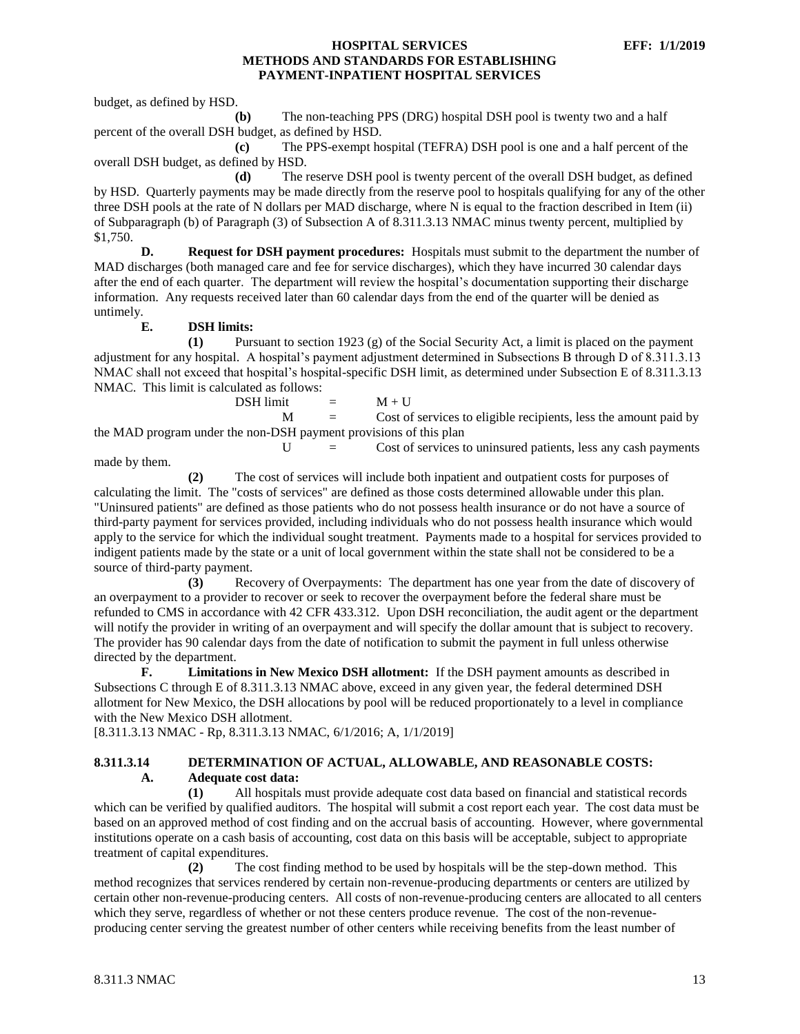budget, as defined by HSD.

**(b)** The non-teaching PPS (DRG) hospital DSH pool is twenty two and a half percent of the overall DSH budget, as defined by HSD.

**(c)** The PPS-exempt hospital (TEFRA) DSH pool is one and a half percent of the overall DSH budget, as defined by HSD.

**(d)** The reserve DSH pool is twenty percent of the overall DSH budget, as defined by HSD. Quarterly payments may be made directly from the reserve pool to hospitals qualifying for any of the other three DSH pools at the rate of N dollars per MAD discharge, where N is equal to the fraction described in Item (ii) of Subparagraph (b) of Paragraph (3) of Subsection A of 8.311.3.13 NMAC minus twenty percent, multiplied by $1,750.

**D. Request for DSH payment procedures:** Hospitals must submit to the department the number of MAD discharges (both managed care and fee for service discharges), which they have incurred 30 calendar days after the end of each quarter. The department will review the hospital's documentation supporting their discharge information. Any requests received later than 60 calendar days from the end of the quarter will be denied as untimely.

**E. DSH limits:**

**(1)** Pursuant to section 1923 (g) of the Social Security Act, a limit is placed on the payment adjustment for any hospital. A hospital's payment adjustment determined in Subsections B through D of 8.311.3.13 NMAC shall not exceed that hospital's hospital-specific DSH limit, as determined under Subsection E of 8.311.3.13 NMAC. This limit is calculated as follows:

DSH limit = M + U

M = Cost of services to eligible recipients, less the amount paid by the MAD program under the non-DSH payment provisions of this plan

U = Cost of services to uninsured patients, less any cash payments made by them.

**(2)** The cost of services will include both inpatient and outpatient costs for purposes of calculating the limit. The "costs of services" are defined as those costs determined allowable under this plan. "Uninsured patients" are defined as those patients who do not possess health insurance or do not have a source of third-party payment for services provided, including individuals who do not possess health insurance which would apply to the service for which the individual sought treatment. Payments made to a hospital for services provided to indigent patients made by the state or a unit of local government within the state shall not be considered to be a source of third-party payment.

**(3)** Recovery of Overpayments: The department has one year from the date of discovery of an overpayment to a provider to recover or seek to recover the overpayment before the federal share must be refunded to CMS in accordance with 42 CFR 433.312. Upon DSH reconciliation, the audit agent or the department will notify the provider in writing of an overpayment and will specify the dollar amount that is subject to recovery. The provider has 90 calendar days from the date of notification to submit the payment in full unless otherwise directed by the department.

**F. Limitations in New Mexico DSH allotment:** If the DSH payment amounts as described in Subsections C through E of 8.311.3.13 NMAC above, exceed in any given year, the federal determined DSH allotment for New Mexico, the DSH allocations by pool will be reduced proportionately to a level in compliance with the New Mexico DSH allotment.

[8.311.3.13 NMAC - Rp, 8.311.3.13 NMAC, 6/1/2016; A, 1/1/2019]

### 8.311.3.14 DETERMINATION OF ACTUAL, ALLOWABLE, AND REASONABLE COSTS:

**A. Adequate cost data:**

**(1)** All hospitals must provide adequate cost data based on financial and statistical records which can be verified by qualified auditors. The hospital will submit a cost report each year. The cost data must be based on an approved method of cost finding and on the accrual basis of accounting. However, where governmental institutions operate on a cash basis of accounting, cost data on this basis will be acceptable, subject to appropriate treatment of capital expenditures.

**(2)** The cost finding method to be used by hospitals will be the step-down method. This method recognizes that services rendered by certain non-revenue-producing departments or centers are utilized by certain other non-revenue-producing centers. All costs of non-revenue-producing centers are allocated to all centers which they serve, regardless of whether or not these centers produce revenue. The cost of the non-revenue-producing center serving the greatest number of other centers while receiving benefits from the least number of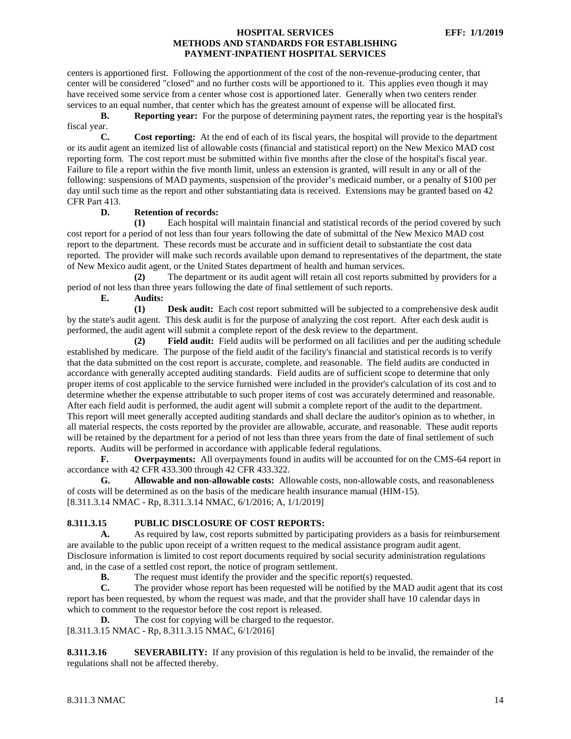centers is apportioned first. Following the apportionment of the cost of the non-revenue-producing center, that center will be considered "closed" and no further costs will be apportioned to it. This applies even though it may have received some service from a center whose cost is apportioned later. Generally when two centers render services to an equal number, that center which has the greatest amount of expense will be allocated first.

**B. Reporting year:** For the purpose of determining payment rates, the reporting year is the hospital's fiscal year.

**C. Cost reporting:** At the end of each of its fiscal years, the hospital will provide to the department or its audit agent an itemized list of allowable costs (financial and statistical report) on the New Mexico MAD cost reporting form. The cost report must be submitted within five months after the close of the hospital's fiscal year. Failure to file a report within the five month limit, unless an extension is granted, will result in any or all of the following: suspensions of MAD payments, suspension of the provider's medicaid number, or a penalty of $100 per day until such time as the report and other substantiating data is received. Extensions may be granted based on 42 CFR Part 413.

**D. Retention of records:**

**(1)** Each hospital will maintain financial and statistical records of the period covered by such cost report for a period of not less than four years following the date of submittal of the New Mexico MAD cost report to the department. These records must be accurate and in sufficient detail to substantiate the cost data reported. The provider will make such records available upon demand to representatives of the department, the state of New Mexico audit agent, or the United States department of health and human services.

**(2)** The department or its audit agent will retain all cost reports submitted by providers for a period of not less than three years following the date of final settlement of such reports.

**E. Audits:**

**(1) Desk audit:** Each cost report submitted will be subjected to a comprehensive desk audit by the state's audit agent. This desk audit is for the purpose of analyzing the cost report. After each desk audit is performed, the audit agent will submit a complete report of the desk review to the department.

**(2) Field audit:** Field audits will be performed on all facilities and per the auditing schedule established by medicare. The purpose of the field audit of the facility's financial and statistical records is to verify that the data submitted on the cost report is accurate, complete, and reasonable. The field audits are conducted in accordance with generally accepted auditing standards. Field audits are of sufficient scope to determine that only proper items of cost applicable to the service furnished were included in the provider's calculation of its cost and to determine whether the expense attributable to such proper items of cost was accurately determined and reasonable. After each field audit is performed, the audit agent will submit a complete report of the audit to the department. This report will meet generally accepted auditing standards and shall declare the auditor's opinion as to whether, in all material respects, the costs reported by the provider are allowable, accurate, and reasonable. These audit reports will be retained by the department for a period of not less than three years from the date of final settlement of such reports. Audits will be performed in accordance with applicable federal regulations.

**F. Overpayments:** All overpayments found in audits will be accounted for on the CMS-64 report in accordance with 42 CFR 433.300 through 42 CFR 433.322.

**G. Allowable and non-allowable costs:** Allowable costs, non-allowable costs, and reasonableness of costs will be determined as on the basis of the medicare health insurance manual (HIM-15).

[8.311.3.14 NMAC - Rp, 8.311.3.14 NMAC, 6/1/2016; A, 1/1/2019]

**8.311.3.15 PUBLIC DISCLOSURE OF COST REPORTS:**

**A.** As required by law, cost reports submitted by participating providers as a basis for reimbursement are available to the public upon receipt of a written request to the medical assistance program audit agent. Disclosure information is limited to cost report documents required by social security administration regulations and, in the case of a settled cost report, the notice of program settlement.

**B.** The request must identify the provider and the specific report(s) requested.

**C.** The provider whose report has been requested will be notified by the MAD audit agent that its cost report has been requested, by whom the request was made, and that the provider shall have 10 calendar days in which to comment to the requestor before the cost report is released.

**D.** The cost for copying will be charged to the requestor.

[8.311.3.15 NMAC - Rp, 8.311.3.15 NMAC, 6/1/2016]

**8.311.3.16 SEVERABILITY:** If any provision of this regulation is held to be invalid, the remainder of the regulations shall not be affected thereby.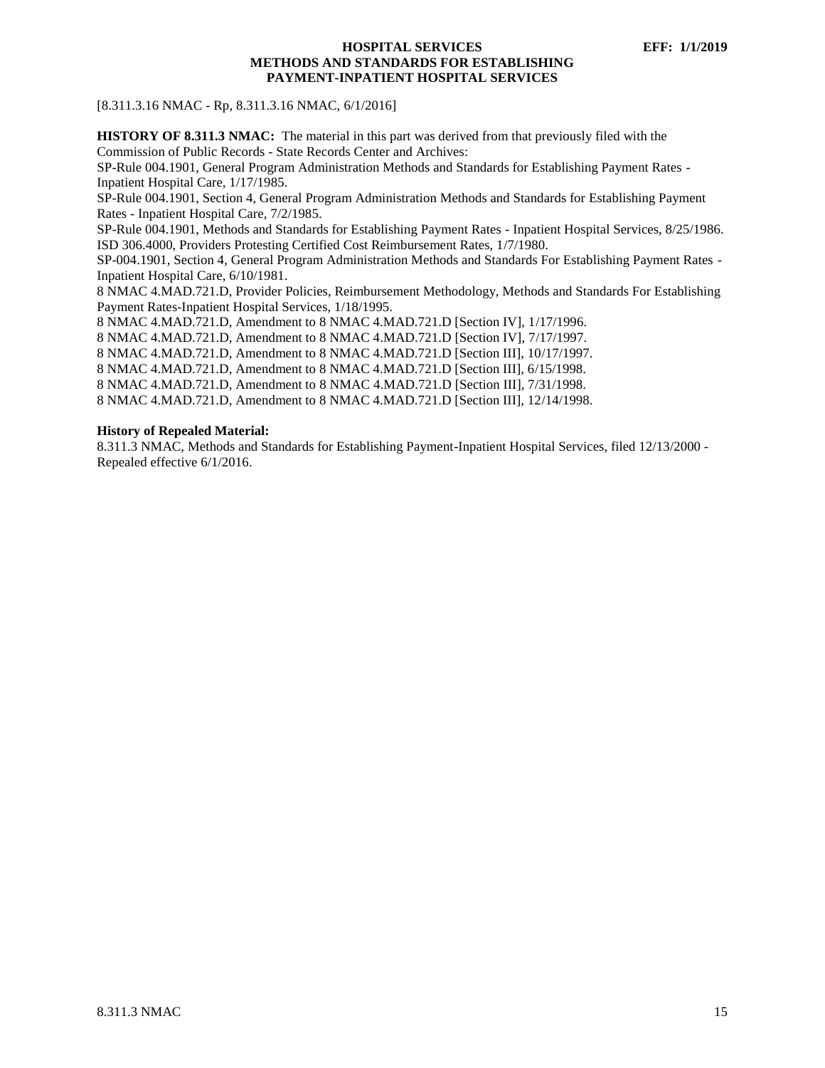[8.311.3.16 NMAC - Rp, 8.311.3.16 NMAC, 6/1/2016]

**HISTORY OF 8.311.3 NMAC:** The material in this part was derived from that previously filed with the Commission of Public Records - State Records Center and Archives:

SP-Rule 004.1901, General Program Administration Methods and Standards for Establishing Payment Rates - Inpatient Hospital Care, 1/17/1985.

SP-Rule 004.1901, Section 4, General Program Administration Methods and Standards for Establishing Payment Rates - Inpatient Hospital Care, 7/2/1985.

SP-Rule 004.1901, Methods and Standards for Establishing Payment Rates - Inpatient Hospital Services, 8/25/1986.

ISD 306.4000, Providers Protesting Certified Cost Reimbursement Rates, 1/7/1980.

SP-004.1901, Section 4, General Program Administration Methods and Standards For Establishing Payment Rates - Inpatient Hospital Care, 6/10/1981.

8 NMAC 4.MAD.721.D, Provider Policies, Reimbursement Methodology, Methods and Standards For Establishing Payment Rates-Inpatient Hospital Services, 1/18/1995.

8 NMAC 4.MAD.721.D, Amendment to 8 NMAC 4.MAD.721.D [Section IV], 1/17/1996.

8 NMAC 4.MAD.721.D, Amendment to 8 NMAC 4.MAD.721.D [Section IV], 7/17/1997.

8 NMAC 4.MAD.721.D, Amendment to 8 NMAC 4.MAD.721.D [Section III], 10/17/1997.

8 NMAC 4.MAD.721.D, Amendment to 8 NMAC 4.MAD.721.D [Section III], 6/15/1998.

8 NMAC 4.MAD.721.D, Amendment to 8 NMAC 4.MAD.721.D [Section III], 7/31/1998.

8 NMAC 4.MAD.721.D, Amendment to 8 NMAC 4.MAD.721.D [Section III], 12/14/1998.

**History of Repealed Material:**

8.311.3 NMAC, Methods and Standards for Establishing Payment-Inpatient Hospital Services, filed 12/13/2000 - Repealed effective 6/1/2016.